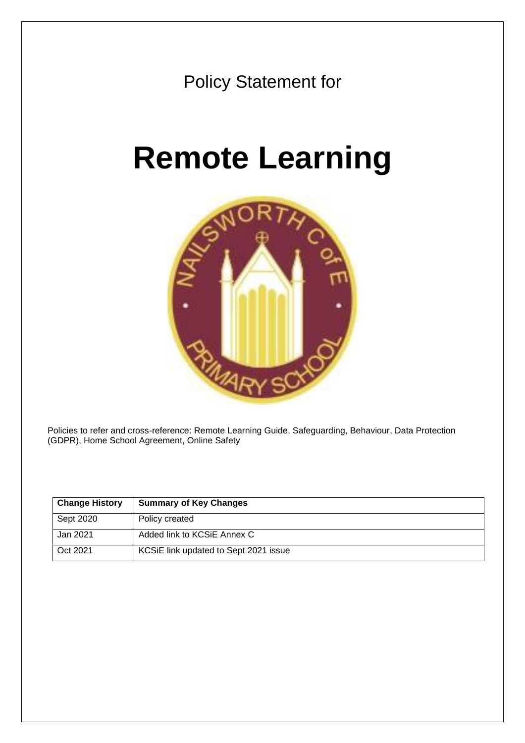Policy Statement for

# Remote Learning

Policies to refer and cross-reference: Remote Learning Guide, Safeguarding, Behaviour, Data Protection (GDPR), Home School Agreement, Online Safety

| Change History | Summary of Key Changes |
| --- | --- |
| Sept 2020 | Policy created |
| Jan 2021 | Added link to KCSiE Annex C |
| Oct 2021 | KCSiE link updated to Sept 2021 issue |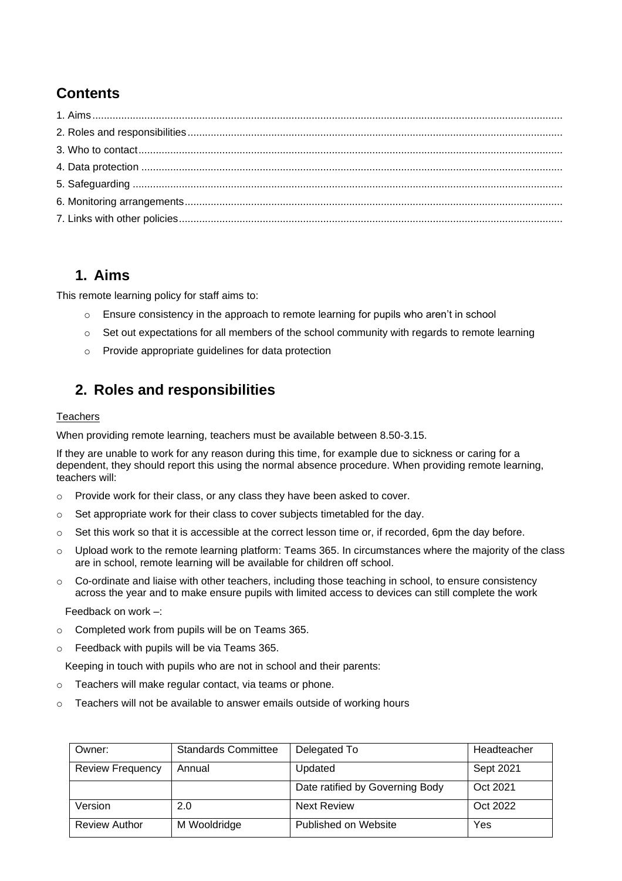## Contents

1. Aims
2. Roles and responsibilities
3. Who to contact
4. Data protection
5. Safeguarding
6. Monitoring arrangements
7. Links with other policies

## 1. Aims

This remote learning policy for staff aims to:

- Ensure consistency in the approach to remote learning for pupils who aren't in school
- Set out expectations for all members of the school community with regards to remote learning
- Provide appropriate guidelines for data protection

## 2. Roles and responsibilities

Teachers

When providing remote learning, teachers must be available between 8.50-3.15.

If they are unable to work for any reason during this time, for example due to sickness or caring for a dependent, they should report this using the normal absence procedure. When providing remote learning, teachers will:

- Provide work for their class, or any class they have been asked to cover.
- Set appropriate work for their class to cover subjects timetabled for the day.
- Set this work so that it is accessible at the correct lesson time or, if recorded, 6pm the day before.
- Upload work to the remote learning platform: Teams 365. In circumstances where the majority of the class are in school, remote learning will be available for children off school.
- Co-ordinate and liaise with other teachers, including those teaching in school, to ensure consistency across the year and to make ensure pupils with limited access to devices can still complete the work

Feedback on work –:

- Completed work from pupils will be on Teams 365.
- Feedback with pupils will be via Teams 365.

Keeping in touch with pupils who are not in school and their parents:

- Teachers will make regular contact, via teams or phone.
- Teachers will not be available to answer emails outside of working hours

| Owner: | Standards Committee | Delegated To | Headteacher |
|---|---|---|---|
| Review Frequency | Annual | Updated | Sept 2021 |
| | | Date ratified by Governing Body | Oct 2021 |
| Version | 2.0 | Next Review | Oct 2022 |
| Review Author | M Wooldridge | Published on Website | Yes |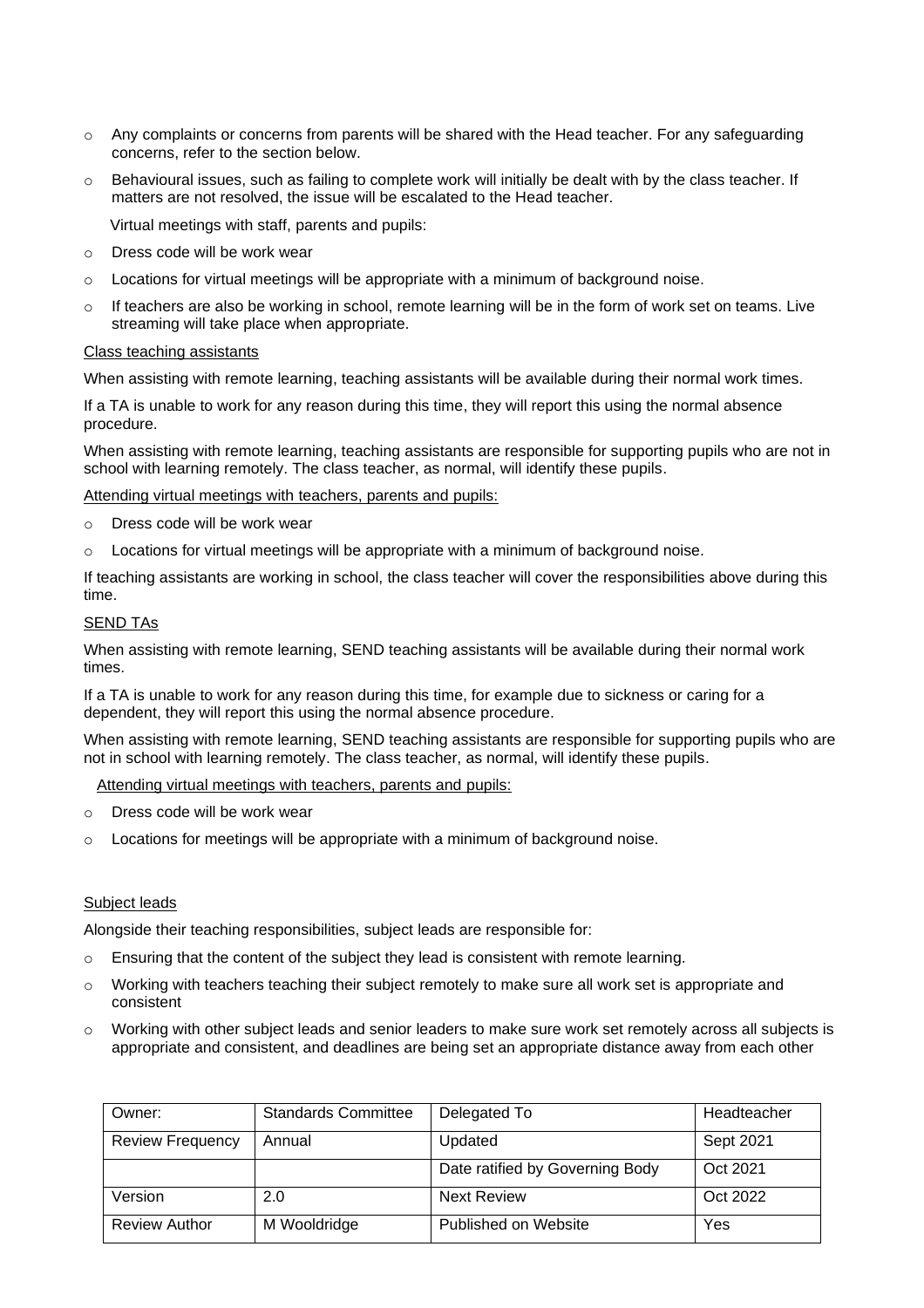- Any complaints or concerns from parents will be shared with the Head teacher. For any safeguarding concerns, refer to the section below.
- Behavioural issues, such as failing to complete work will initially be dealt with by the class teacher. If matters are not resolved, the issue will be escalated to the Head teacher.

Virtual meetings with staff, parents and pupils:

- Dress code will be work wear
- Locations for virtual meetings will be appropriate with a minimum of background noise.
- If teachers are also be working in school, remote learning will be in the form of work set on teams. Live streaming will take place when appropriate.

Class teaching assistants

When assisting with remote learning, teaching assistants will be available during their normal work times.

If a TA is unable to work for any reason during this time, they will report this using the normal absence procedure.

When assisting with remote learning, teaching assistants are responsible for supporting pupils who are not in school with learning remotely. The class teacher, as normal, will identify these pupils.

Attending virtual meetings with teachers, parents and pupils:

- Dress code will be work wear
- Locations for virtual meetings will be appropriate with a minimum of background noise.

If teaching assistants are working in school, the class teacher will cover the responsibilities above during this time.

SEND TAs

When assisting with remote learning, SEND teaching assistants will be available during their normal work times.

If a TA is unable to work for any reason during this time, for example due to sickness or caring for a dependent, they will report this using the normal absence procedure.

When assisting with remote learning, SEND teaching assistants are responsible for supporting pupils who are not in school with learning remotely. The class teacher, as normal, will identify these pupils.

Attending virtual meetings with teachers, parents and pupils:

- Dress code will be work wear
- Locations for meetings will be appropriate with a minimum of background noise.

Subject leads

Alongside their teaching responsibilities, subject leads are responsible for:

- Ensuring that the content of the subject they lead is consistent with remote learning.
- Working with teachers teaching their subject remotely to make sure all work set is appropriate and consistent
- Working with other subject leads and senior leaders to make sure work set remotely across all subjects is appropriate and consistent, and deadlines are being set an appropriate distance away from each other

| Owner: | Standards Committee | Delegated To | Headteacher |
|---|---|---|---|
| Review Frequency | Annual | Updated | Sept 2021 |
| | | Date ratified by Governing Body | Oct 2021 |
| Version | 2.0 | Next Review | Oct 2022 |
| Review Author | M Wooldridge | Published on Website | Yes |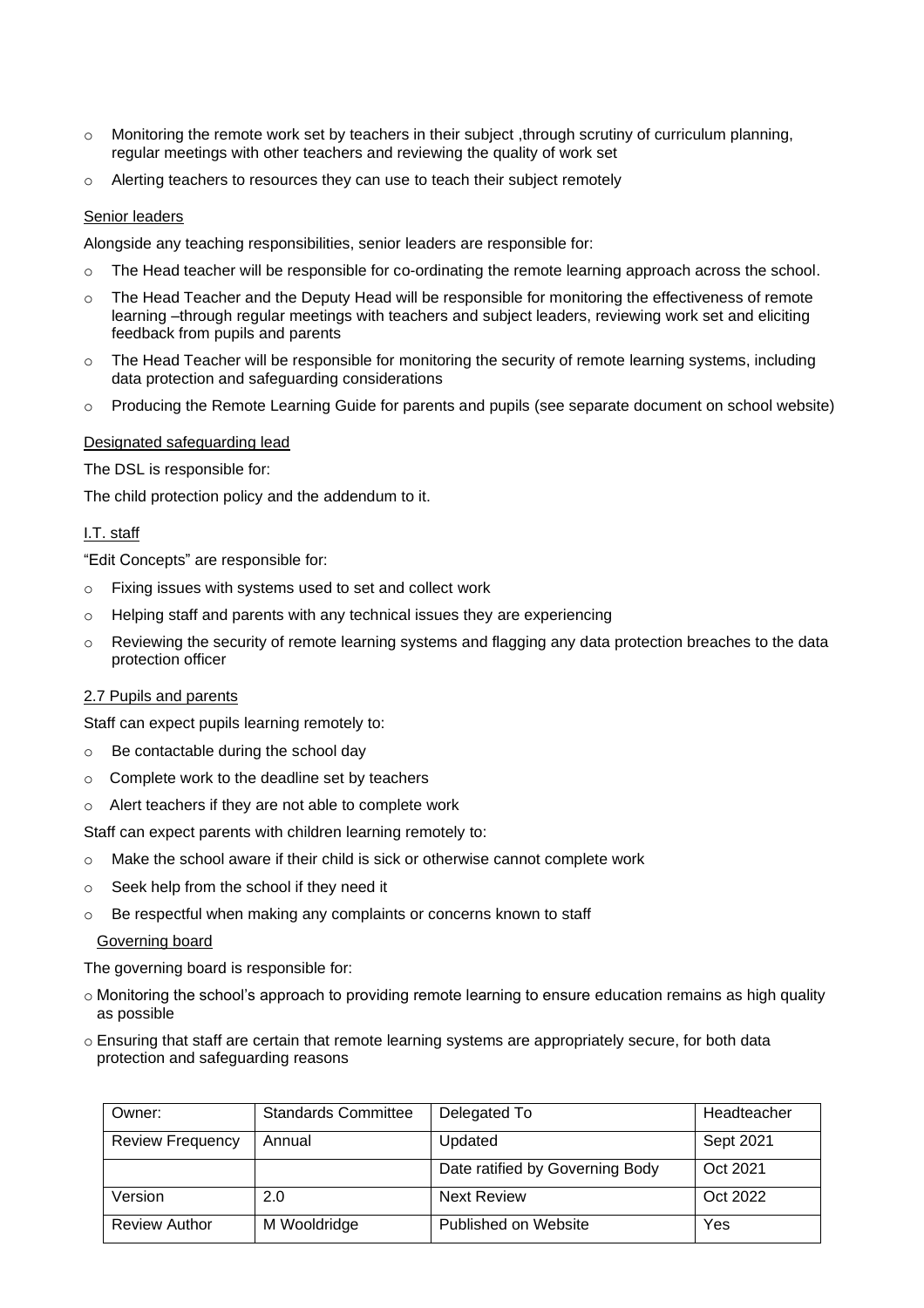- Monitoring the remote work set by teachers in their subject ,through scrutiny of curriculum planning, regular meetings with other teachers and reviewing the quality of work set
- Alerting teachers to resources they can use to teach their subject remotely

Senior leaders

Alongside any teaching responsibilities, senior leaders are responsible for:

- The Head teacher will be responsible for co-ordinating the remote learning approach across the school.
- The Head Teacher and the Deputy Head will be responsible for monitoring the effectiveness of remote learning –through regular meetings with teachers and subject leaders, reviewing work set and eliciting feedback from pupils and parents
- The Head Teacher will be responsible for monitoring the security of remote learning systems, including data protection and safeguarding considerations
- Producing the Remote Learning Guide for parents and pupils (see separate document on school website)

Designated safeguarding lead

The DSL is responsible for:

The child protection policy and the addendum to it.

I.T. staff

"Edit Concepts" are responsible for:

- Fixing issues with systems used to set and collect work
- Helping staff and parents with any technical issues they are experiencing
- Reviewing the security of remote learning systems and flagging any data protection breaches to the data protection officer

2.7 Pupils and parents

Staff can expect pupils learning remotely to:

- Be contactable during the school day
- Complete work to the deadline set by teachers
- Alert teachers if they are not able to complete work

Staff can expect parents with children learning remotely to:

- Make the school aware if their child is sick or otherwise cannot complete work
- Seek help from the school if they need it
- Be respectful when making any complaints or concerns known to staff

Governing board

The governing board is responsible for:

- Monitoring the school's approach to providing remote learning to ensure education remains as high quality as possible
- Ensuring that staff are certain that remote learning systems are appropriately secure, for both data protection and safeguarding reasons

| Owner: | Standards Committee | Delegated To | Headteacher |
|---|---|---|---|
| Review Frequency | Annual | Updated | Sept 2021 |
| | | Date ratified by Governing Body | Oct 2021 |
| Version | 2.0 | Next Review | Oct 2022 |
| Review Author | M Wooldridge | Published on Website | Yes |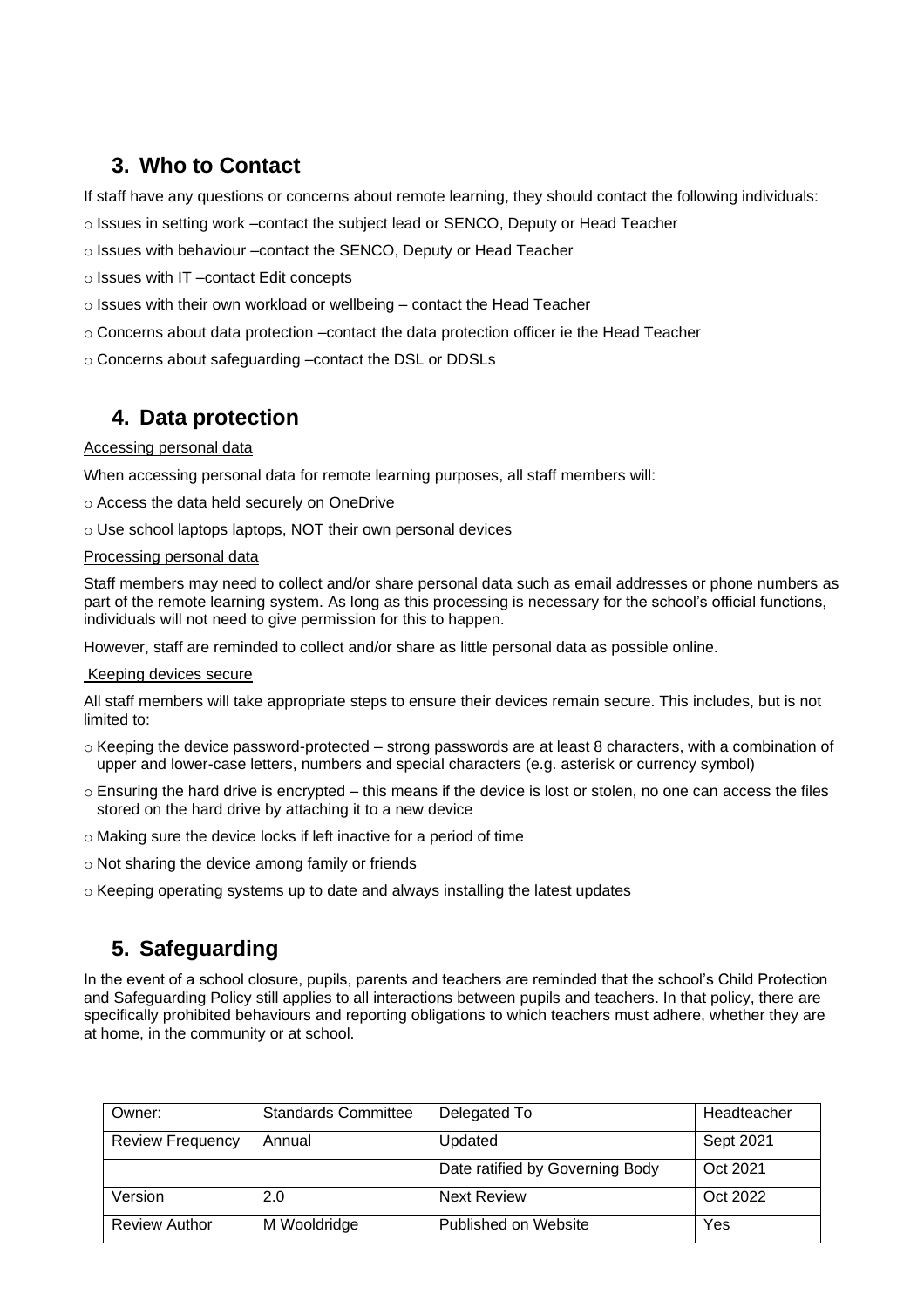## 3. Who to Contact

If staff have any questions or concerns about remote learning, they should contact the following individuals:

- Issues in setting work –contact the subject lead or SENCO, Deputy or Head Teacher
- Issues with behaviour –contact the SENCO, Deputy or Head Teacher
- Issues with IT –contact Edit concepts
- Issues with their own workload or wellbeing – contact the Head Teacher
- Concerns about data protection –contact the data protection officer ie the Head Teacher
- Concerns about safeguarding –contact the DSL or DDSLs

## 4. Data protection

Accessing personal data

When accessing personal data for remote learning purposes, all staff members will:

- Access the data held securely on OneDrive
- Use school laptops laptops, NOT their own personal devices

Processing personal data

Staff members may need to collect and/or share personal data such as email addresses or phone numbers as part of the remote learning system. As long as this processing is necessary for the school's official functions, individuals will not need to give permission for this to happen.

However, staff are reminded to collect and/or share as little personal data as possible online.

Keeping devices secure

All staff members will take appropriate steps to ensure their devices remain secure. This includes, but is not limited to:

- Keeping the device password-protected – strong passwords are at least 8 characters, with a combination of upper and lower-case letters, numbers and special characters (e.g. asterisk or currency symbol)
- Ensuring the hard drive is encrypted – this means if the device is lost or stolen, no one can access the files stored on the hard drive by attaching it to a new device
- Making sure the device locks if left inactive for a period of time
- Not sharing the device among family or friends
- Keeping operating systems up to date and always installing the latest updates

## 5. Safeguarding

In the event of a school closure, pupils, parents and teachers are reminded that the school's Child Protection and Safeguarding Policy still applies to all interactions between pupils and teachers. In that policy, there are specifically prohibited behaviours and reporting obligations to which teachers must adhere, whether they are at home, in the community or at school.

| Owner: | Standards Committee | Delegated To | Headteacher |
|---|---|---|---|
| Review Frequency | Annual | Updated | Sept 2021 |
| | | Date ratified by Governing Body | Oct 2021 |
| Version | 2.0 | Next Review | Oct 2022 |
| Review Author | M Wooldridge | Published on Website | Yes |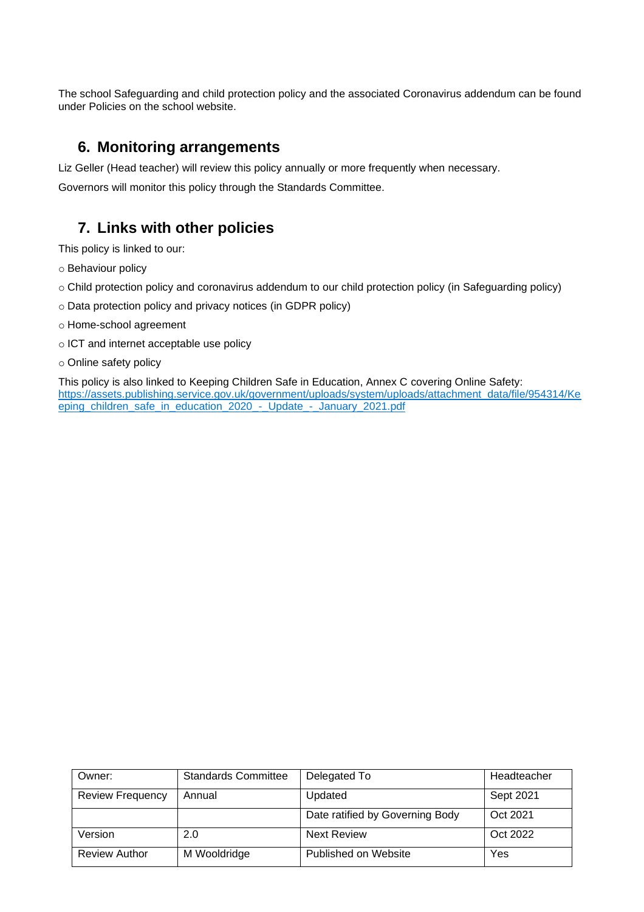The school Safeguarding and child protection policy and the associated Coronavirus addendum can be found under Policies on the school website.

## 6. Monitoring arrangements

Liz Geller (Head teacher) will review this policy annually or more frequently when necessary.

Governors will monitor this policy through the Standards Committee.

## 7. Links with other policies

This policy is linked to our:

- Behaviour policy
- Child protection policy and coronavirus addendum to our child protection policy (in Safeguarding policy)
- Data protection policy and privacy notices (in GDPR policy)
- Home-school agreement
- ICT and internet acceptable use policy
- Online safety policy

This policy is also linked to Keeping Children Safe in Education, Annex C covering Online Safety: https://assets.publishing.service.gov.uk/government/uploads/system/uploads/attachment_data/file/954314/Keeping_children_safe_in_education_2020_-_Update_-_January_2021.pdf

| | | | |
|---|---|---|---|
| Owner: | Standards Committee | Delegated To | Headteacher |
| Review Frequency | Annual | Updated | Sept 2021 |
| | | Date ratified by Governing Body | Oct 2021 |
| Version | 2.0 | Next Review | Oct 2022 |
| Review Author | M Wooldridge | Published on Website | Yes |